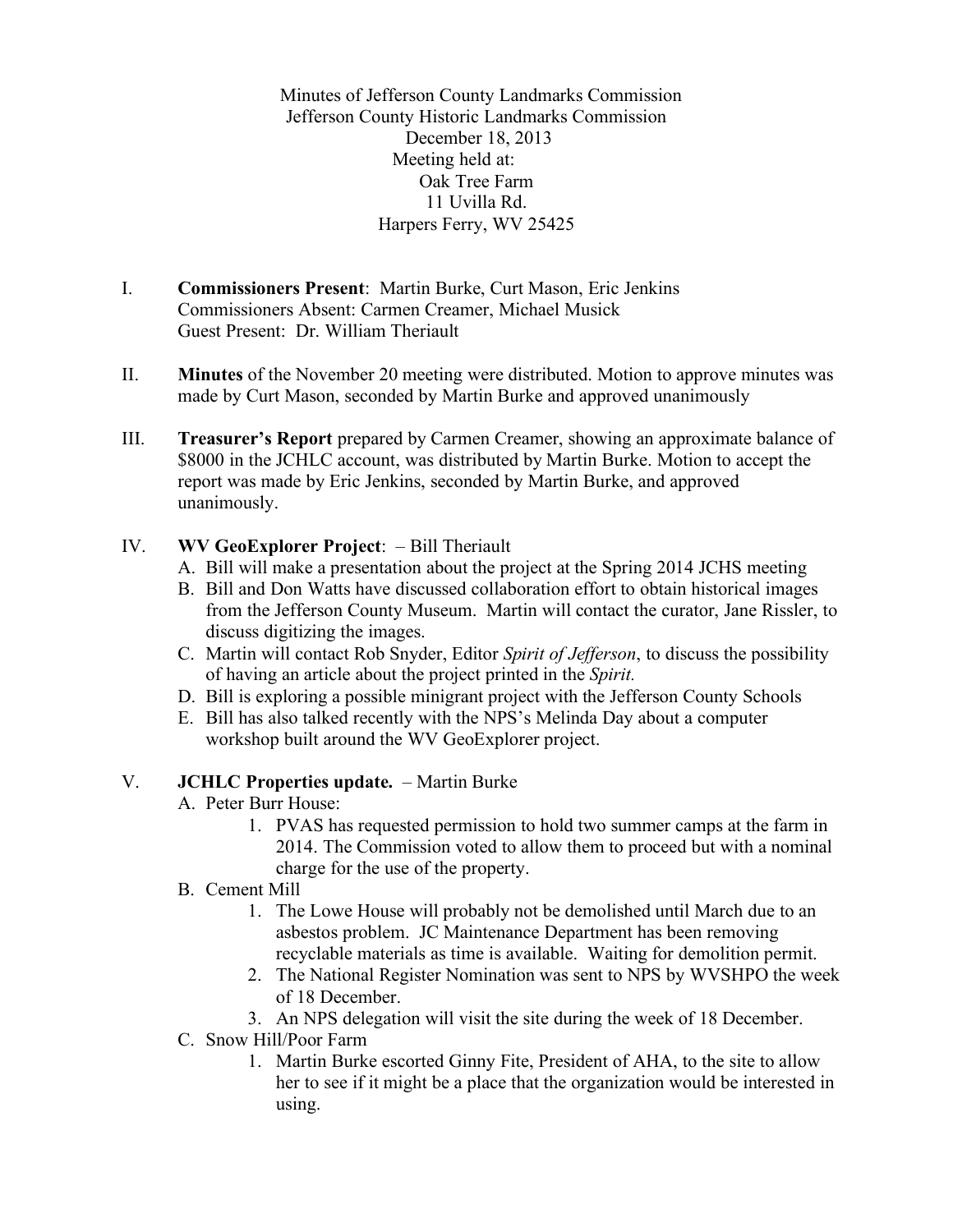Minutes of Jefferson County Landmarks Commission
Jefferson County Historic Landmarks Commission
December 18, 2013
Meeting held at:
Oak Tree Farm
11 Uvilla Rd.
Harpers Ferry, WV 25425

I. **Commissioners Present**: Martin Burke, Curt Mason, Eric Jenkins
   Commissioners Absent: Carmen Creamer, Michael Musick
   Guest Present: Dr. William Theriault

II. **Minutes** of the November 20 meeting were distributed. Motion to approve minutes was made by Curt Mason, seconded by Martin Burke and approved unanimously

III. **Treasurer's Report** prepared by Carmen Creamer, showing an approximate balance of $8000 in the JCHLC account, was distributed by Martin Burke. Motion to accept the report was made by Eric Jenkins, seconded by Martin Burke, and approved unanimously.

IV. **WV GeoExplorer Project**: – Bill Theriault
   A. Bill will make a presentation about the project at the Spring 2014 JCHS meeting
   B. Bill and Don Watts have discussed collaboration effort to obtain historical images from the Jefferson County Museum. Martin will contact the curator, Jane Rissler, to discuss digitizing the images.
   C. Martin will contact Rob Snyder, Editor *Spirit of Jefferson*, to discuss the possibility of having an article about the project printed in the *Spirit.*
   D. Bill is exploring a possible minigrant project with the Jefferson County Schools
   E. Bill has also talked recently with the NPS's Melinda Day about a computer workshop built around the WV GeoExplorer project.

V. **JCHLC Properties update.** – Martin Burke
   A. Peter Burr House:
      1. PVAS has requested permission to hold two summer camps at the farm in 2014. The Commission voted to allow them to proceed but with a nominal charge for the use of the property.
   B. Cement Mill
      1. The Lowe House will probably not be demolished until March due to an asbestos problem. JC Maintenance Department has been removing recyclable materials as time is available. Waiting for demolition permit.
      2. The National Register Nomination was sent to NPS by WVSHPO the week of 18 December.
      3. An NPS delegation will visit the site during the week of 18 December.
   C. Snow Hill/Poor Farm
      1. Martin Burke escorted Ginny Fite, President of AHA, to the site to allow her to see if it might be a place that the organization would be interested in using.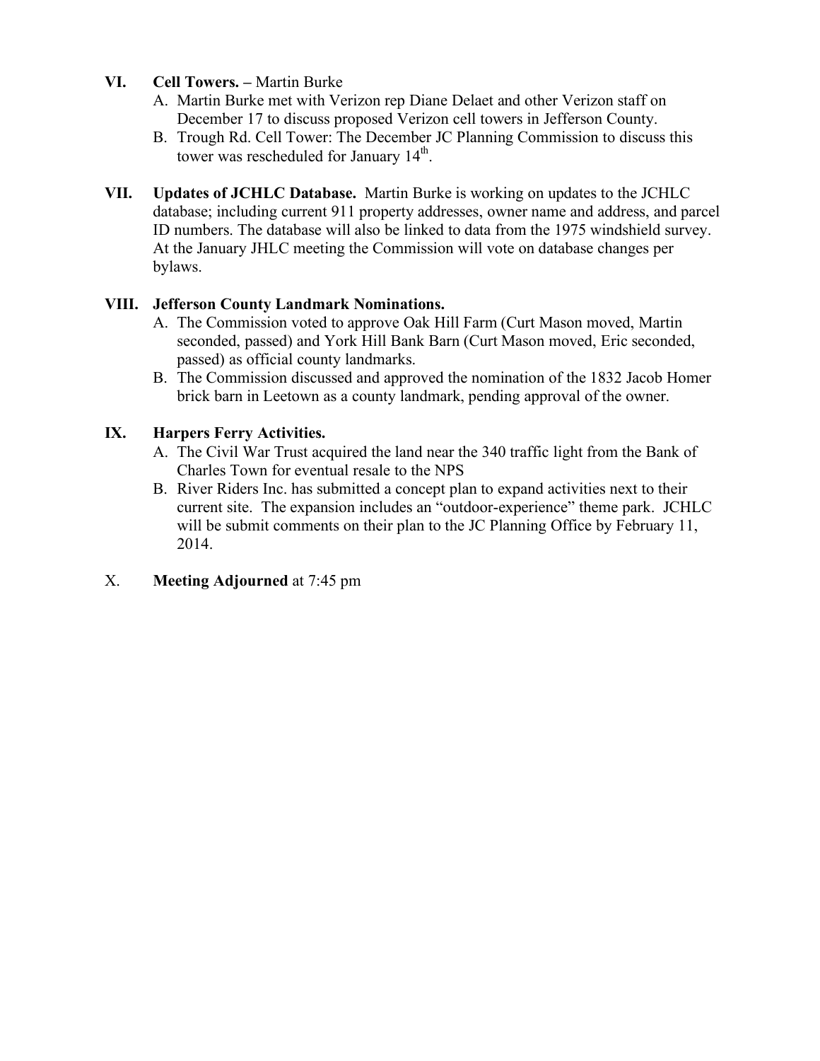**VI. Cell Towers. –** Martin Burke

A. Martin Burke met with Verizon rep Diane Delaet and other Verizon staff on December 17 to discuss proposed Verizon cell towers in Jefferson County.

B. Trough Rd. Cell Tower: The December JC Planning Commission to discuss this tower was rescheduled for January 14th.

**VII. Updates of JCHLC Database.** Martin Burke is working on updates to the JCHLC database; including current 911 property addresses, owner name and address, and parcel ID numbers. The database will also be linked to data from the 1975 windshield survey. At the January JHLC meeting the Commission will vote on database changes per bylaws.

**VIII. Jefferson County Landmark Nominations.**

A. The Commission voted to approve Oak Hill Farm (Curt Mason moved, Martin seconded, passed) and York Hill Bank Barn (Curt Mason moved, Eric seconded, passed) as official county landmarks.

B. The Commission discussed and approved the nomination of the 1832 Jacob Homer brick barn in Leetown as a county landmark, pending approval of the owner.

**IX. Harpers Ferry Activities.**

A. The Civil War Trust acquired the land near the 340 traffic light from the Bank of Charles Town for eventual resale to the NPS

B. River Riders Inc. has submitted a concept plan to expand activities next to their current site. The expansion includes an "outdoor-experience" theme park. JCHLC will be submit comments on their plan to the JC Planning Office by February 11, 2014.

X. **Meeting Adjourned** at 7:45 pm